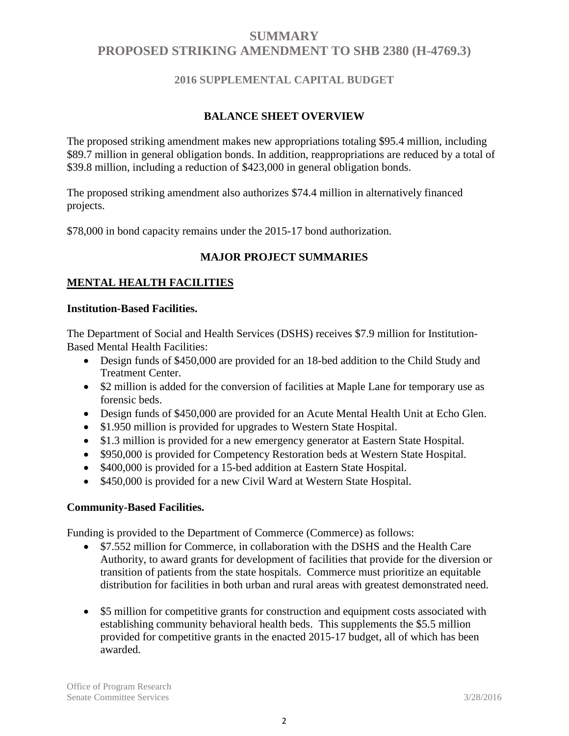# SUMMARY
# PROPOSED STRIKING AMENDMENT TO SHB 2380 (H-4769.3)

### 2016 SUPPLEMENTAL CAPITAL BUDGET

## BALANCE SHEET OVERVIEW

The proposed striking amendment makes new appropriations totaling $95.4 million, including $89.7 million in general obligation bonds. In addition, reappropriations are reduced by a total of $39.8 million, including a reduction of $423,000 in general obligation bonds.

The proposed striking amendment also authorizes $74.4 million in alternatively financed projects.

$78,000 in bond capacity remains under the 2015-17 bond authorization.

## MAJOR PROJECT SUMMARIES

### MENTAL HEALTH FACILITIES

**Institution-Based Facilities.**

The Department of Social and Health Services (DSHS) receives $7.9 million for Institution-Based Mental Health Facilities:

- Design funds of $450,000 are provided for an 18-bed addition to the Child Study and Treatment Center.
- $2 million is added for the conversion of facilities at Maple Lane for temporary use as forensic beds.
- Design funds of $450,000 are provided for an Acute Mental Health Unit at Echo Glen.
- $1.950 million is provided for upgrades to Western State Hospital.
- $1.3 million is provided for a new emergency generator at Eastern State Hospital.
- $950,000 is provided for Competency Restoration beds at Western State Hospital.
- $400,000 is provided for a 15-bed addition at Eastern State Hospital.
- $450,000 is provided for a new Civil Ward at Western State Hospital.

**Community-Based Facilities.**

Funding is provided to the Department of Commerce (Commerce) as follows:

- $7.552 million for Commerce, in collaboration with the DSHS and the Health Care Authority, to award grants for development of facilities that provide for the diversion or transition of patients from the state hospitals. Commerce must prioritize an equitable distribution for facilities in both urban and rural areas with greatest demonstrated need.
- $5 million for competitive grants for construction and equipment costs associated with establishing community behavioral health beds. This supplements the $5.5 million provided for competitive grants in the enacted 2015-17 budget, all of which has been awarded.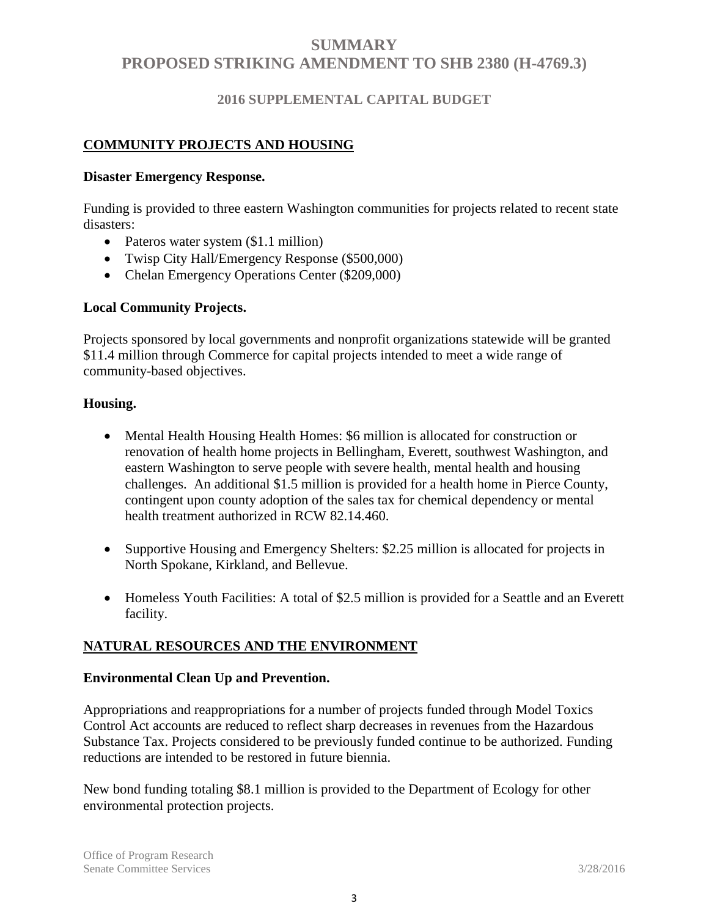# SUMMARY
# PROPOSED STRIKING AMENDMENT TO SHB 2380 (H-4769.3)

## 2016 SUPPLEMENTAL CAPITAL BUDGET

### COMMUNITY PROJECTS AND HOUSING

**Disaster Emergency Response.**

Funding is provided to three eastern Washington communities for projects related to recent state disasters:

- Pateros water system ($1.1 million)
- Twisp City Hall/Emergency Response ($500,000)
- Chelan Emergency Operations Center ($209,000)

**Local Community Projects.**

Projects sponsored by local governments and nonprofit organizations statewide will be granted $11.4 million through Commerce for capital projects intended to meet a wide range of community-based objectives.

**Housing.**

- Mental Health Housing Health Homes: $6 million is allocated for construction or renovation of health home projects in Bellingham, Everett, southwest Washington, and eastern Washington to serve people with severe health, mental health and housing challenges. An additional $1.5 million is provided for a health home in Pierce County, contingent upon county adoption of the sales tax for chemical dependency or mental health treatment authorized in RCW 82.14.460.

- Supportive Housing and Emergency Shelters: $2.25 million is allocated for projects in North Spokane, Kirkland, and Bellevue.

- Homeless Youth Facilities: A total of $2.5 million is provided for a Seattle and an Everett facility.

### NATURAL RESOURCES AND THE ENVIRONMENT

**Environmental Clean Up and Prevention.**

Appropriations and reappropriations for a number of projects funded through Model Toxics Control Act accounts are reduced to reflect sharp decreases in revenues from the Hazardous Substance Tax. Projects considered to be previously funded continue to be authorized. Funding reductions are intended to be restored in future biennia.

New bond funding totaling $8.1 million is provided to the Department of Ecology for other environmental protection projects.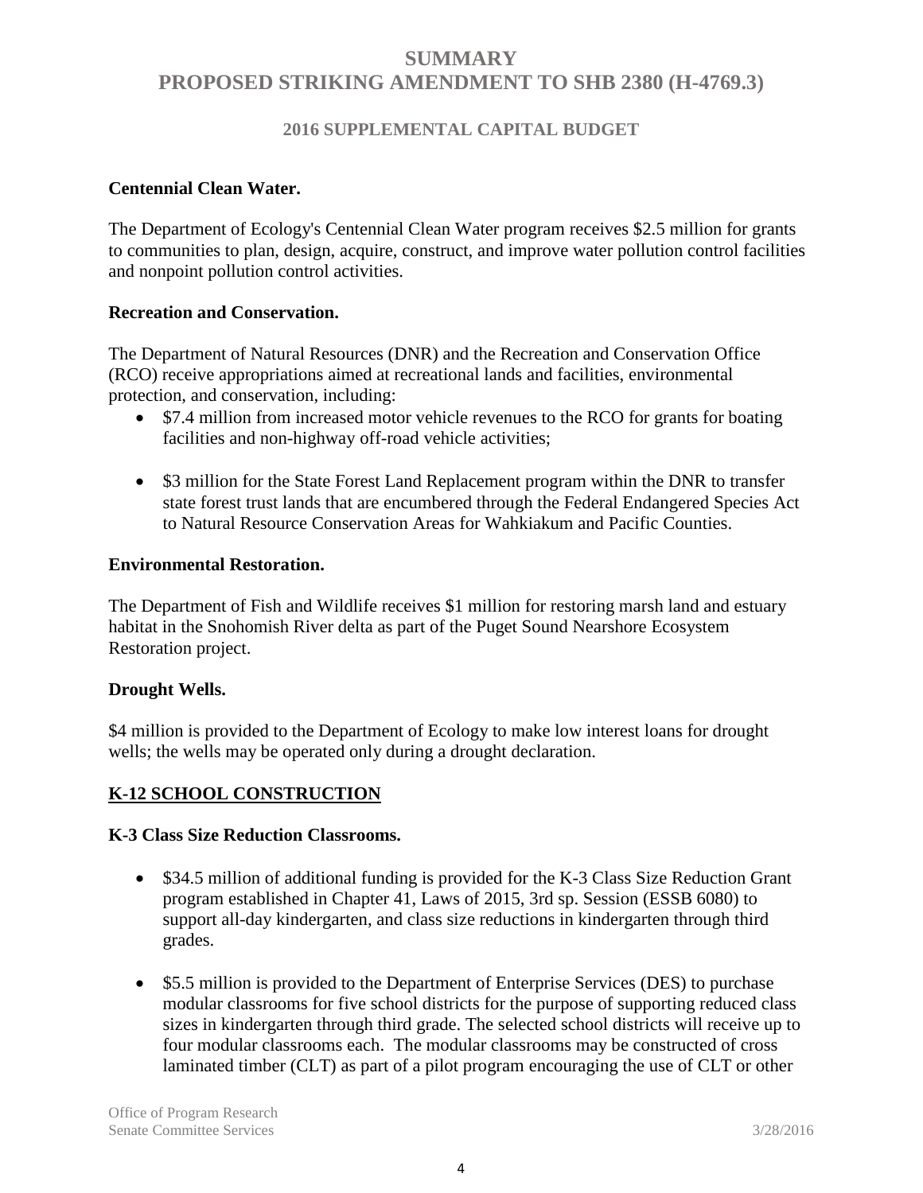**Centennial Clean Water.**

The Department of Ecology's Centennial Clean Water program receives $2.5 million for grants to communities to plan, design, acquire, construct, and improve water pollution control facilities and nonpoint pollution control activities.

**Recreation and Conservation.**

The Department of Natural Resources (DNR) and the Recreation and Conservation Office (RCO) receive appropriations aimed at recreational lands and facilities, environmental protection, and conservation, including:

- $7.4 million from increased motor vehicle revenues to the RCO for grants for boating facilities and non-highway off-road vehicle activities;
- $3 million for the State Forest Land Replacement program within the DNR to transfer state forest trust lands that are encumbered through the Federal Endangered Species Act to Natural Resource Conservation Areas for Wahkiakum and Pacific Counties.

**Environmental Restoration.**

The Department of Fish and Wildlife receives $1 million for restoring marsh land and estuary habitat in the Snohomish River delta as part of the Puget Sound Nearshore Ecosystem Restoration project.

**Drought Wells.**

$4 million is provided to the Department of Ecology to make low interest loans for drought wells; the wells may be operated only during a drought declaration.

## K-12 SCHOOL CONSTRUCTION

**K-3 Class Size Reduction Classrooms.**

- $34.5 million of additional funding is provided for the K-3 Class Size Reduction Grant program established in Chapter 41, Laws of 2015, 3rd sp. Session (ESSB 6080) to support all-day kindergarten, and class size reductions in kindergarten through third grades.
- $5.5 million is provided to the Department of Enterprise Services (DES) to purchase modular classrooms for five school districts for the purpose of supporting reduced class sizes in kindergarten through third grade. The selected school districts will receive up to four modular classrooms each. The modular classrooms may be constructed of cross laminated timber (CLT) as part of a pilot program encouraging the use of CLT or other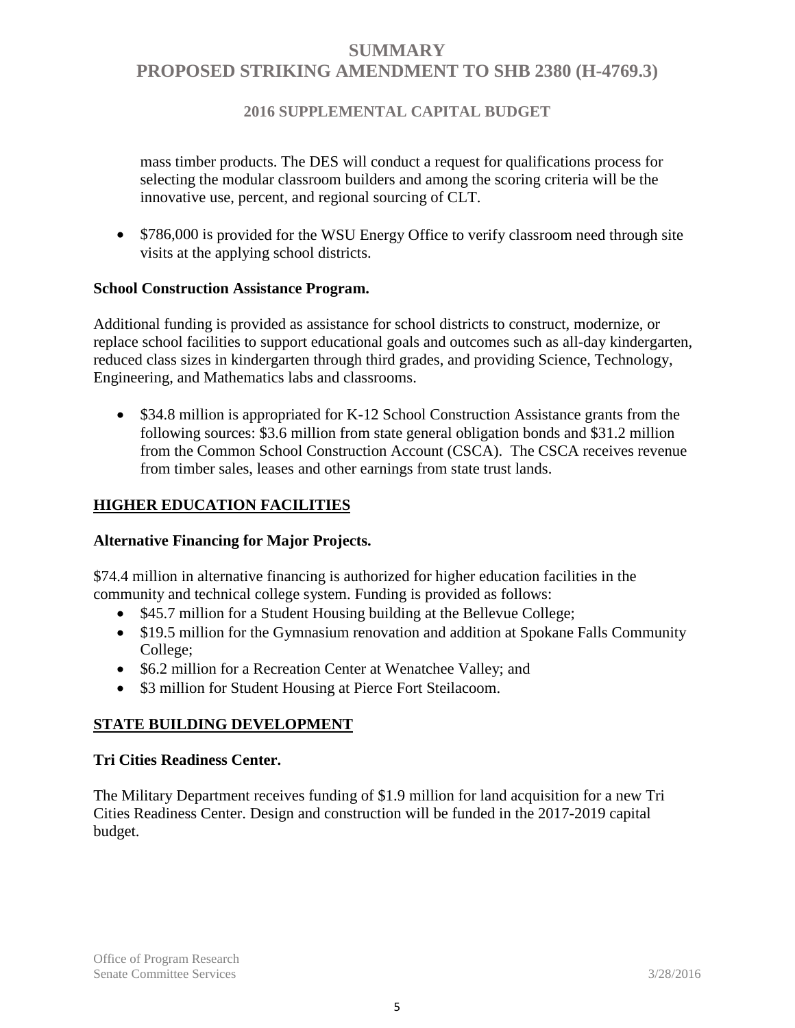mass timber products. The DES will conduct a request for qualifications process for selecting the modular classroom builders and among the scoring criteria will be the innovative use, percent, and regional sourcing of CLT.

- $786,000 is provided for the WSU Energy Office to verify classroom need through site visits at the applying school districts.

**School Construction Assistance Program.**

Additional funding is provided as assistance for school districts to construct, modernize, or replace school facilities to support educational goals and outcomes such as all-day kindergarten, reduced class sizes in kindergarten through third grades, and providing Science, Technology, Engineering, and Mathematics labs and classrooms.

- $34.8 million is appropriated for K-12 School Construction Assistance grants from the following sources: $3.6 million from state general obligation bonds and $31.2 million from the Common School Construction Account (CSCA). The CSCA receives revenue from timber sales, leases and other earnings from state trust lands.

## HIGHER EDUCATION FACILITIES

**Alternative Financing for Major Projects.**

$74.4 million in alternative financing is authorized for higher education facilities in the community and technical college system. Funding is provided as follows:

- $45.7 million for a Student Housing building at the Bellevue College;
- $19.5 million for the Gymnasium renovation and addition at Spokane Falls Community College;
- $6.2 million for a Recreation Center at Wenatchee Valley; and
- $3 million for Student Housing at Pierce Fort Steilacoom.

## STATE BUILDING DEVELOPMENT

**Tri Cities Readiness Center.**

The Military Department receives funding of $1.9 million for land acquisition for a new Tri Cities Readiness Center. Design and construction will be funded in the 2017-2019 capital budget.